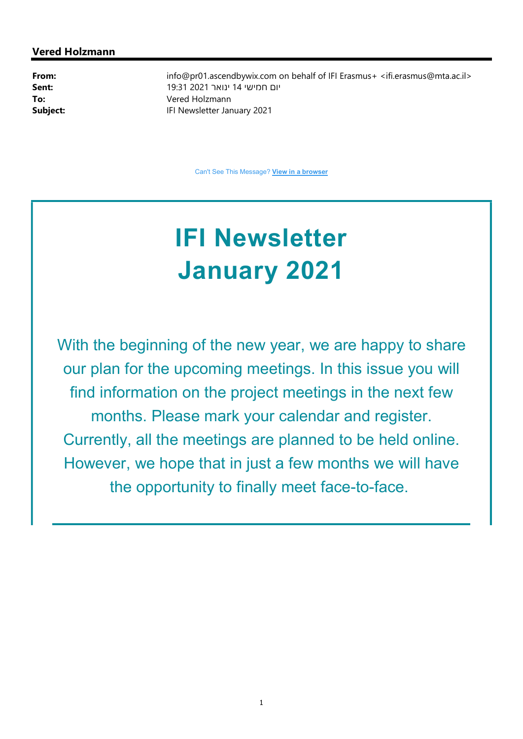**Vered Holzmann**

**From:** info@pr01.ascendbywix.com on behalf of IFI Erasmus+ <ifi.erasmus@mta.ac.il>
**Sent:** יום חמישי 14 ינואר 2021 19:31
**To:** Vered Holzmann
**Subject:** IFI Newsletter January 2021

Can't See This Message? **View in a browser**

# IFI Newsletter January 2021

With the beginning of the new year, we are happy to share our plan for the upcoming meetings. In this issue you will find information on the project meetings in the next few months. Please mark your calendar and register. Currently, all the meetings are planned to be held online. However, we hope that in just a few months we will have the opportunity to finally meet face-to-face.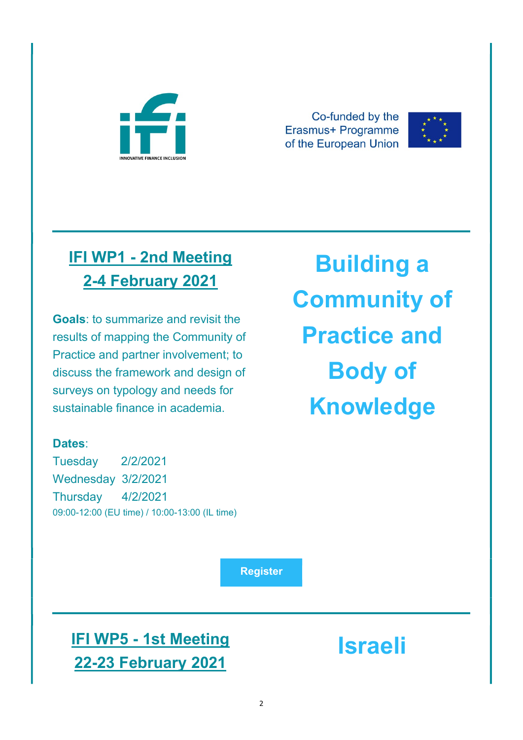INNOVATIVE FINANCE INCLUSION

Co-funded by the Erasmus+ Programme of the European Union

## IFI WP1 - 2nd Meeting
## 2-4 February 2021

# Building a Community of Practice and Body of Knowledge

**Goals**: to summarize and revisit the results of mapping the Community of Practice and partner involvement; to discuss the framework and design of surveys on typology and needs for sustainable finance in academia.

**Dates**:

Tuesday 2/2/2021
Wednesday 3/2/2021
Thursday 4/2/2021
09:00-12:00 (EU time) / 10:00-13:00 (IL time)

**Register**

## IFI WP5 - 1st Meeting
## 22-23 February 2021

# Israeli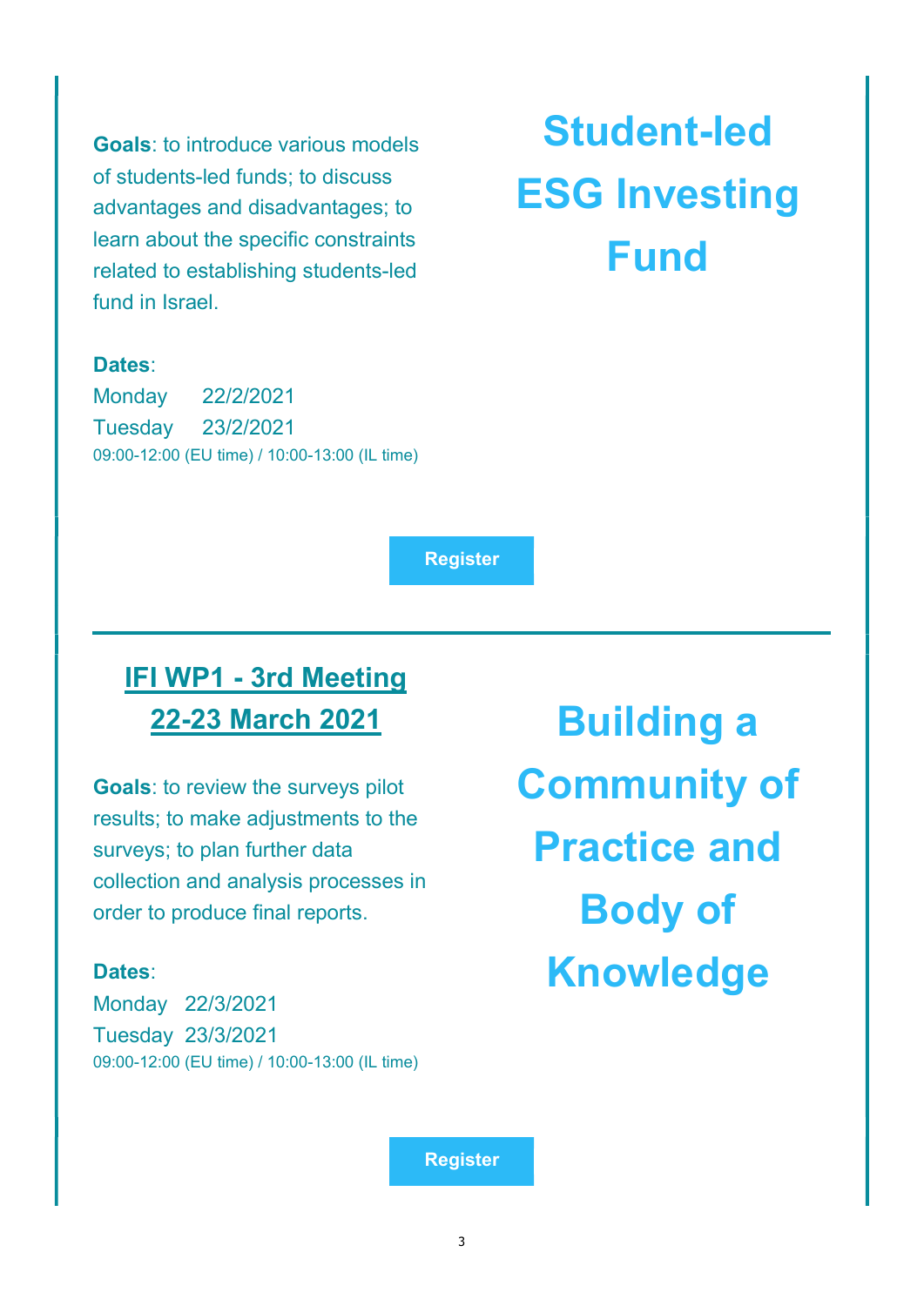## Student-led ESG Investing Fund

**Goals**: to introduce various models of students-led funds; to discuss advantages and disadvantages; to learn about the specific constraints related to establishing students-led fund in Israel.

**Dates**:

Monday 22/2/2021

Tuesday 23/2/2021

09:00-12:00 (EU time) / 10:00-13:00 (IL time)

Register

---

## Building a Community of Practice and Body of Knowledge

### IFI WP1 - 3rd Meeting 22-23 March 2021

**Goals**: to review the surveys pilot results; to make adjustments to the surveys; to plan further data collection and analysis processes in order to produce final reports.

**Dates**:

Monday 22/3/2021

Tuesday 23/3/2021

09:00-12:00 (EU time) / 10:00-13:00 (IL time)

Register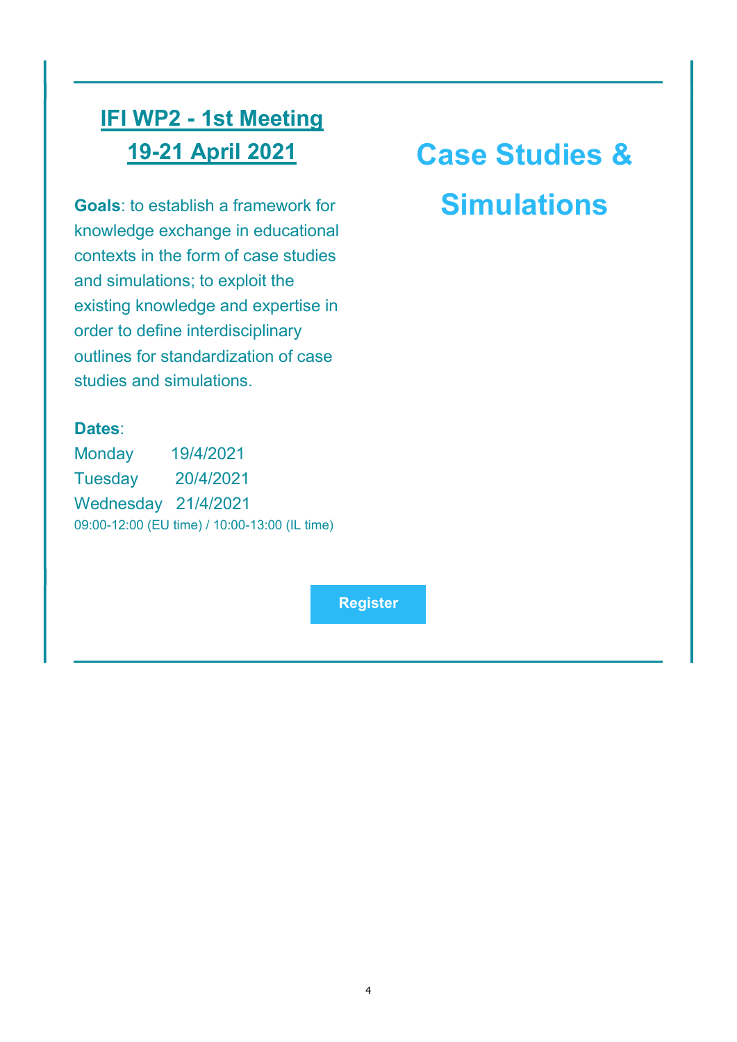## IFI WP2 - 1st Meeting
## 19-21 April 2021

# Case Studies & Simulations

**Goals**: to establish a framework for knowledge exchange in educational contexts in the form of case studies and simulations; to exploit the existing knowledge and expertise in order to define interdisciplinary outlines for standardization of case studies and simulations.

**Dates**:

Monday 19/4/2021
Tuesday 20/4/2021
Wednesday 21/4/2021
09:00-12:00 (EU time) / 10:00-13:00 (IL time)

**Register**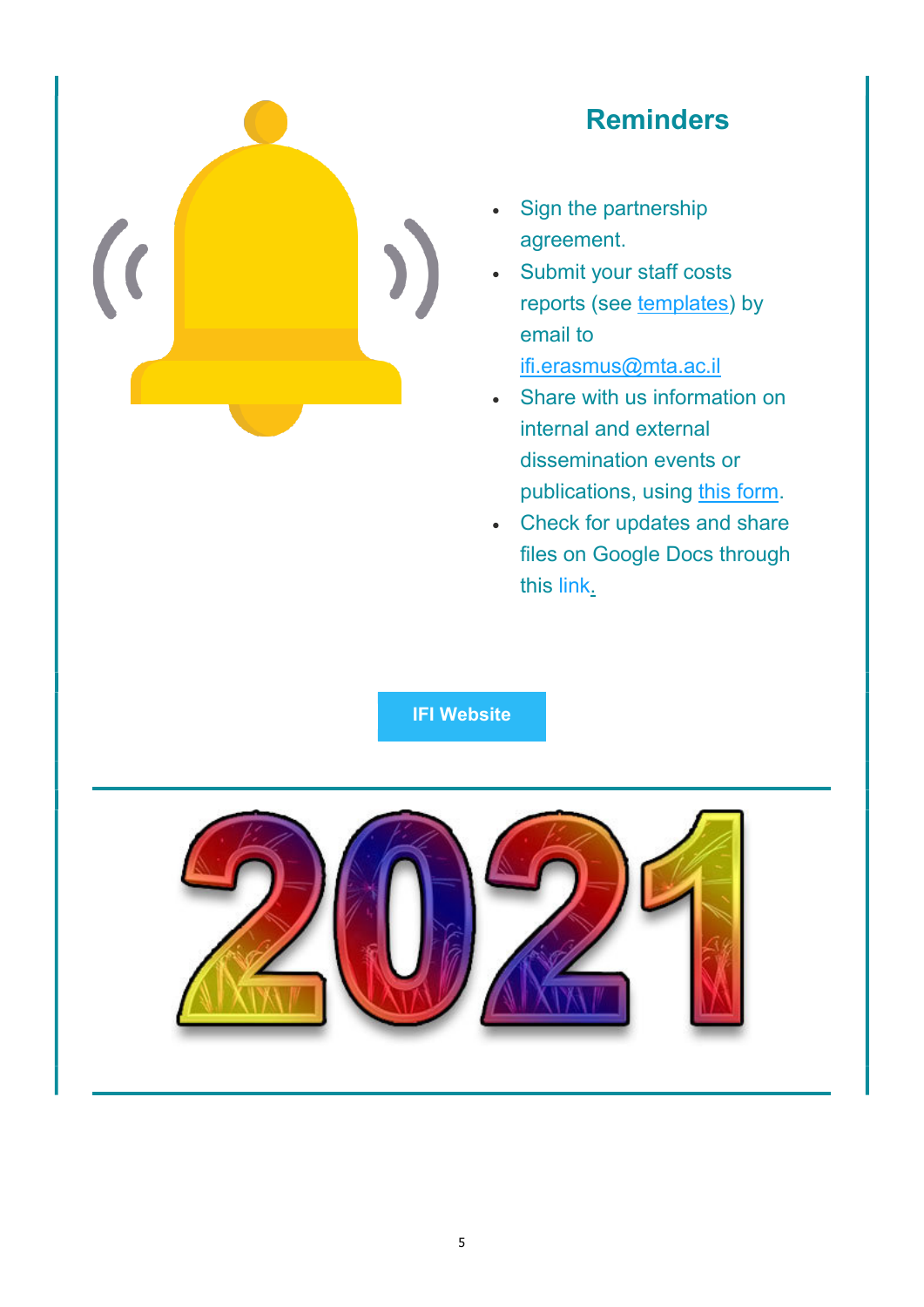## Reminders

- Sign the partnership agreement.
- Submit your staff costs reports (see templates) by email to ifi.erasmus@mta.ac.il
- Share with us information on internal and external dissemination events or publications, using this form.
- Check for updates and share files on Google Docs through this link.

IFI Website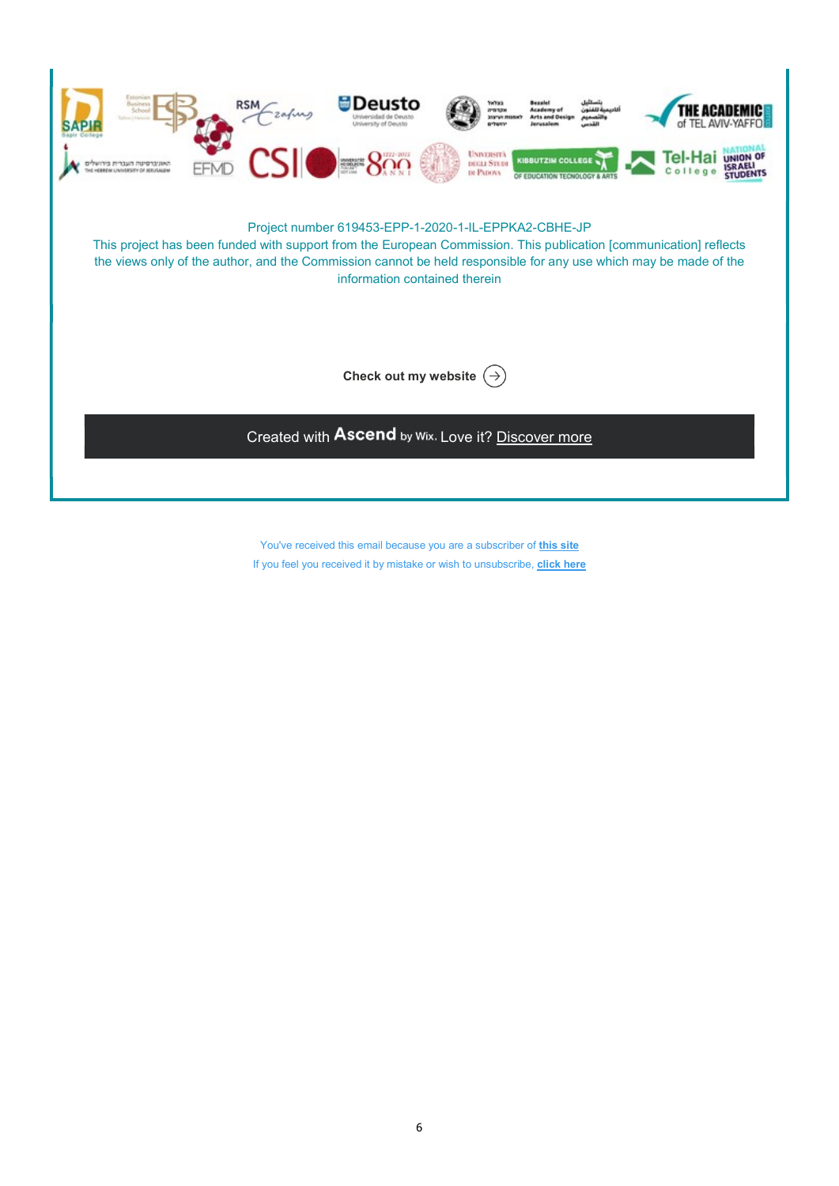Project number 619453-EPP-1-2020-1-IL-EPPKA2-CBHE-JP

This project has been funded with support from the European Commission. This publication [communication] reflects the views only of the author, and the Commission cannot be held responsible for any use which may be made of the information contained therein

**Check out my website**

Created with **Ascend** by Wix. Love it? Discover more

You've received this email because you are a subscriber of **this site**

If you feel you received it by mistake or wish to unsubscribe, **click here**